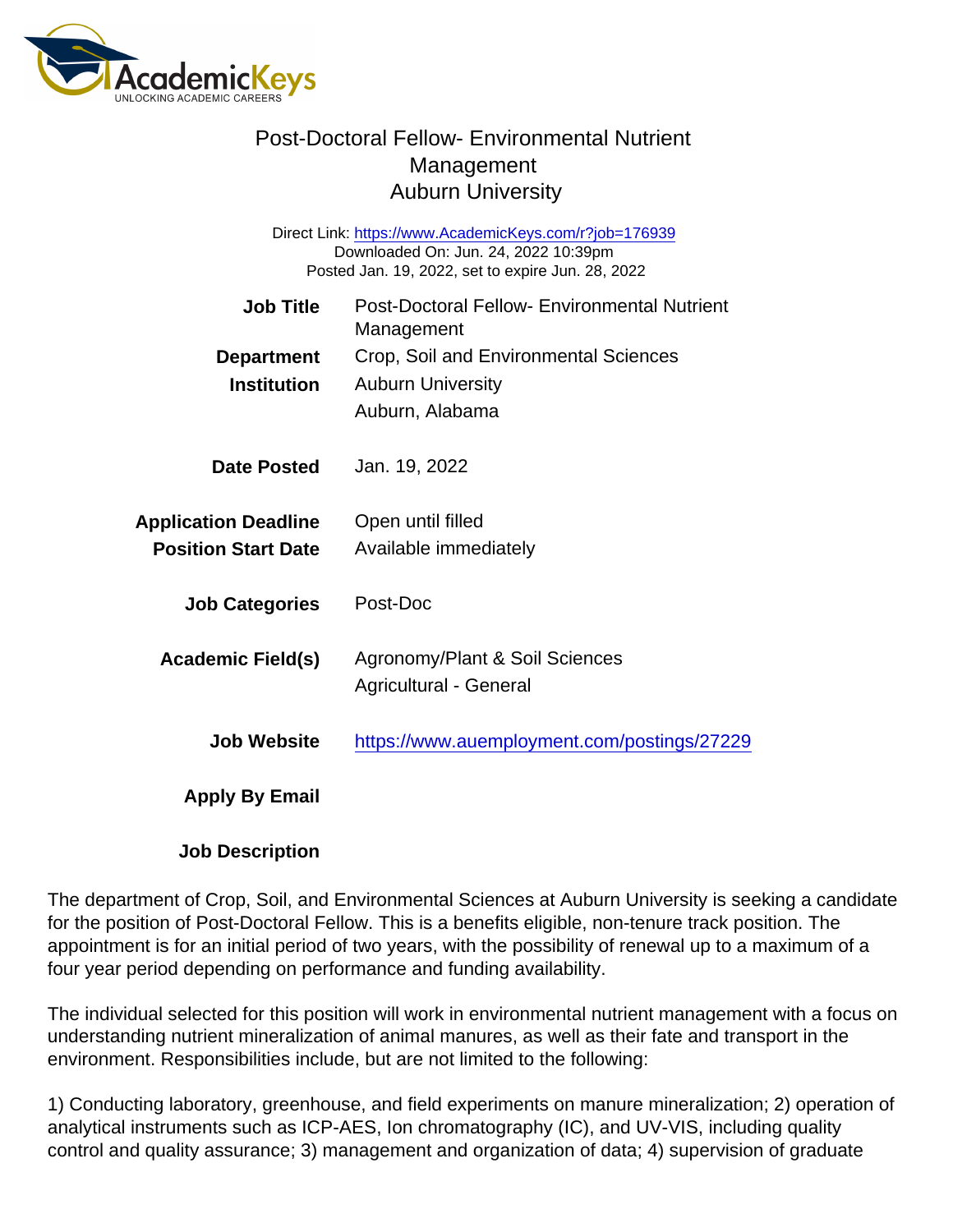# Post-Doctoral Fellow- Environmental Nutrient Management
## Auburn University

Direct Link: https://www.AcademicKeys.com/r?job=176939
Downloaded On: Jun. 24, 2022 10:39pm
Posted Jan. 19, 2022, set to expire Jun. 28, 2022

| | |
|---|---|
| **Job Title** | Post-Doctoral Fellow- Environmental Nutrient Management |
| **Department** | Crop, Soil and Environmental Sciences |
| **Institution** | Auburn University<br>Auburn, Alabama |
| **Date Posted** | Jan. 19, 2022 |
| **Application Deadline** | Open until filled |
| **Position Start Date** | Available immediately |
| **Job Categories** | Post-Doc |
| **Academic Field(s)** | Agronomy/Plant & Soil Sciences<br>Agricultural - General |
| **Job Website** | https://www.auemployment.com/postings/27229 |
| **Apply By Email** | |

**Job Description**

The department of Crop, Soil, and Environmental Sciences at Auburn University is seeking a candidate for the position of Post-Doctoral Fellow. This is a benefits eligible, non-tenure track position. The appointment is for an initial period of two years, with the possibility of renewal up to a maximum of a four year period depending on performance and funding availability.

The individual selected for this position will work in environmental nutrient management with a focus on understanding nutrient mineralization of animal manures, as well as their fate and transport in the environment. Responsibilities include, but are not limited to the following:

1) Conducting laboratory, greenhouse, and field experiments on manure mineralization; 2) operation of analytical instruments such as ICP-AES, Ion chromatography (IC), and UV-VIS, including quality control and quality assurance; 3) management and organization of data; 4) supervision of graduate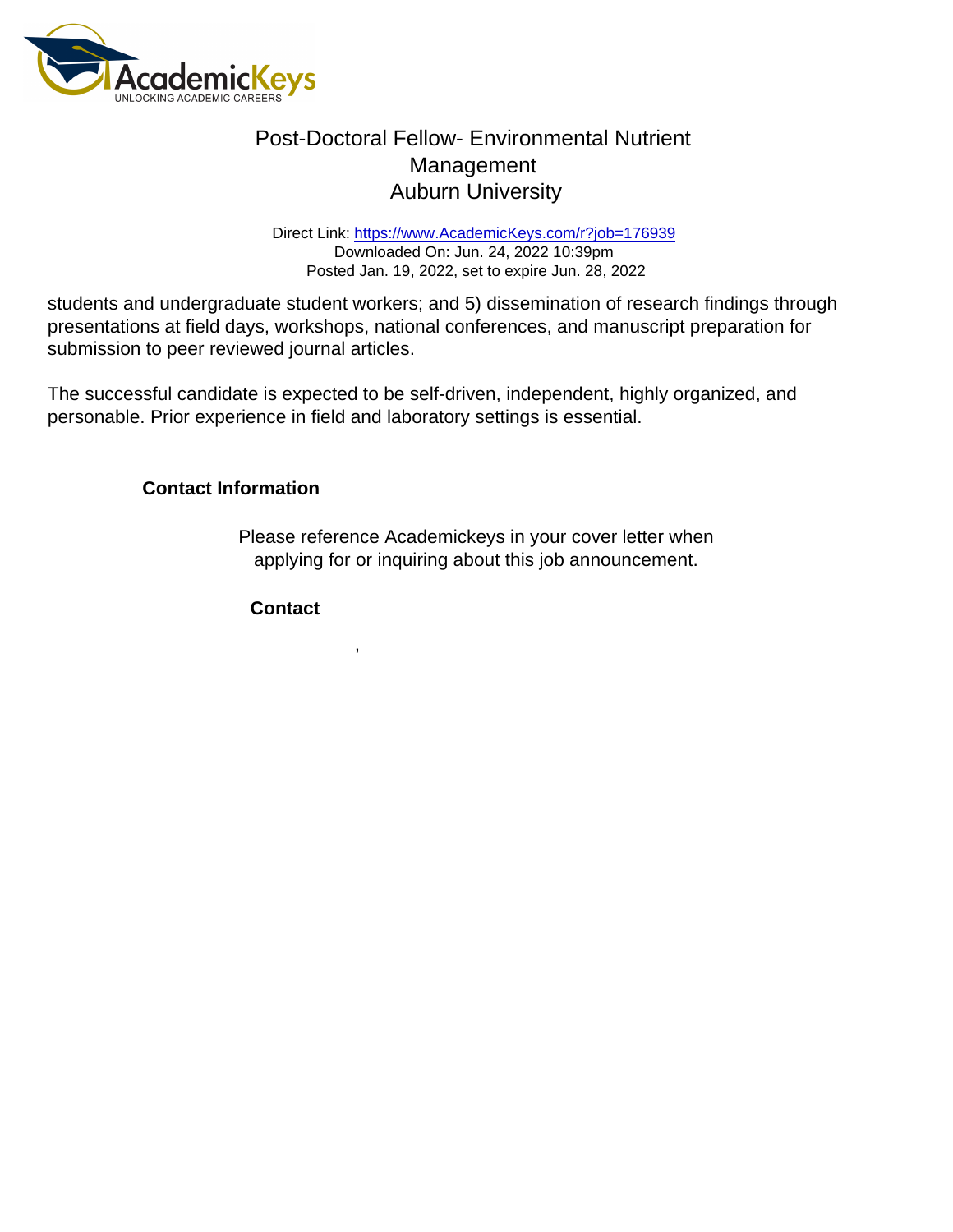students and undergraduate student workers; and 5) dissemination of research findings through presentations at field days, workshops, national conferences, and manuscript preparation for submission to peer reviewed journal articles.

The successful candidate is expected to be self-driven, independent, highly organized, and personable. Prior experience in field and laboratory settings is essential.

### Contact Information

Please reference Academickeys in your cover letter when applying for or inquiring about this job announcement.

**Contact**

,